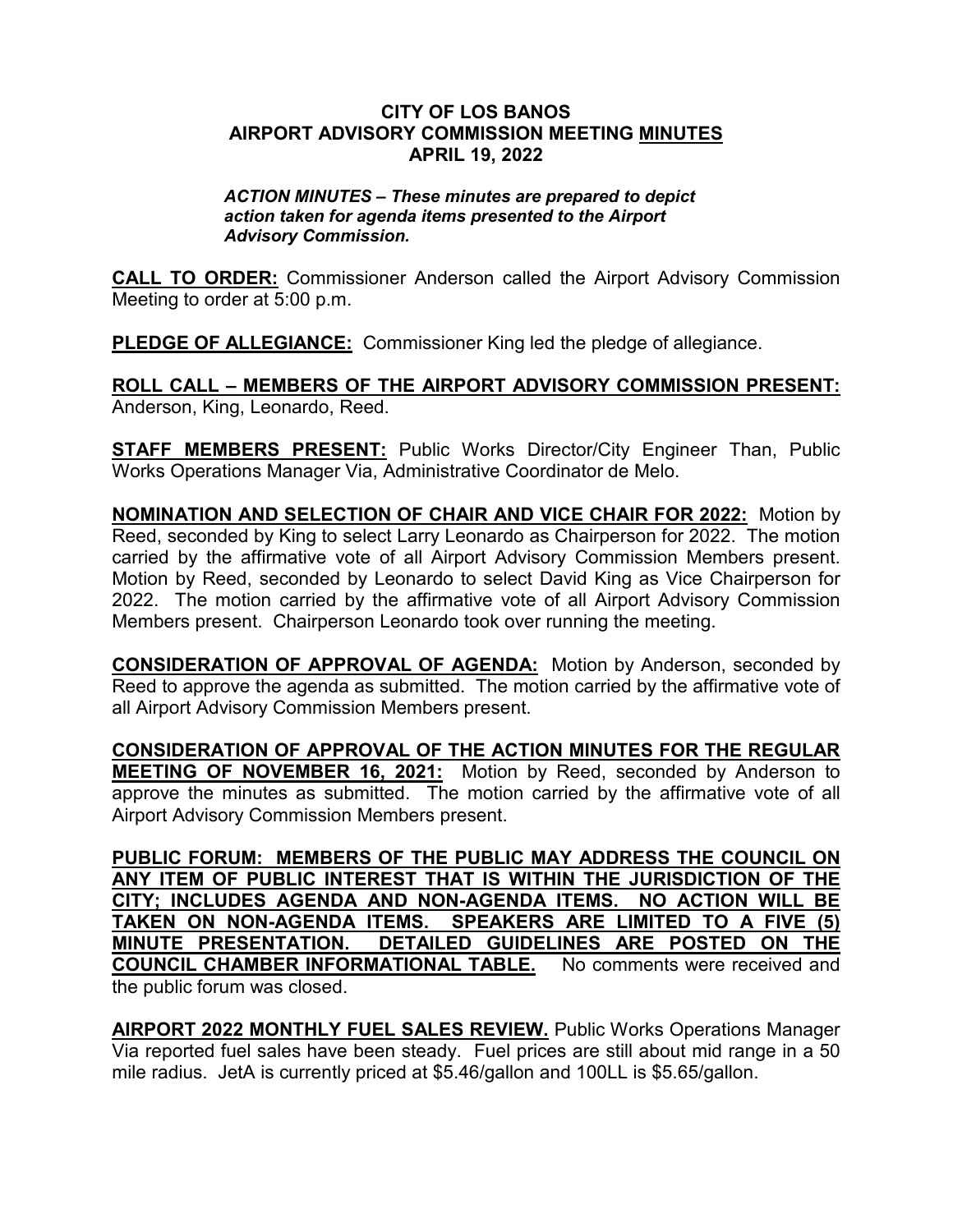# CITY OF LOS BANOS
# AIRPORT ADVISORY COMMISSION MEETING MINUTES
# APRIL 19, 2022

***ACTION MINUTES – These minutes are prepared to depict action taken for agenda items presented to the Airport Advisory Commission.***

**CALL TO ORDER:** Commissioner Anderson called the Airport Advisory Commission Meeting to order at 5:00 p.m.

**PLEDGE OF ALLEGIANCE:** Commissioner King led the pledge of allegiance.

**ROLL CALL – MEMBERS OF THE AIRPORT ADVISORY COMMISSION PRESENT:** Anderson, King, Leonardo, Reed.

**STAFF MEMBERS PRESENT:** Public Works Director/City Engineer Than, Public Works Operations Manager Via, Administrative Coordinator de Melo.

**NOMINATION AND SELECTION OF CHAIR AND VICE CHAIR FOR 2022:** Motion by Reed, seconded by King to select Larry Leonardo as Chairperson for 2022. The motion carried by the affirmative vote of all Airport Advisory Commission Members present. Motion by Reed, seconded by Leonardo to select David King as Vice Chairperson for 2022. The motion carried by the affirmative vote of all Airport Advisory Commission Members present. Chairperson Leonardo took over running the meeting.

**CONSIDERATION OF APPROVAL OF AGENDA:** Motion by Anderson, seconded by Reed to approve the agenda as submitted. The motion carried by the affirmative vote of all Airport Advisory Commission Members present.

**CONSIDERATION OF APPROVAL OF THE ACTION MINUTES FOR THE REGULAR MEETING OF NOVEMBER 16, 2021:** Motion by Reed, seconded by Anderson to approve the minutes as submitted. The motion carried by the affirmative vote of all Airport Advisory Commission Members present.

**PUBLIC FORUM: MEMBERS OF THE PUBLIC MAY ADDRESS THE COUNCIL ON ANY ITEM OF PUBLIC INTEREST THAT IS WITHIN THE JURISDICTION OF THE CITY; INCLUDES AGENDA AND NON-AGENDA ITEMS. NO ACTION WILL BE TAKEN ON NON-AGENDA ITEMS. SPEAKERS ARE LIMITED TO A FIVE (5) MINUTE PRESENTATION. DETAILED GUIDELINES ARE POSTED ON THE COUNCIL CHAMBER INFORMATIONAL TABLE.** No comments were received and the public forum was closed.

**AIRPORT 2022 MONTHLY FUEL SALES REVIEW.** Public Works Operations Manager Via reported fuel sales have been steady. Fuel prices are still about mid range in a 50 mile radius. JetA is currently priced at $5.46/gallon and 100LL is $5.65/gallon.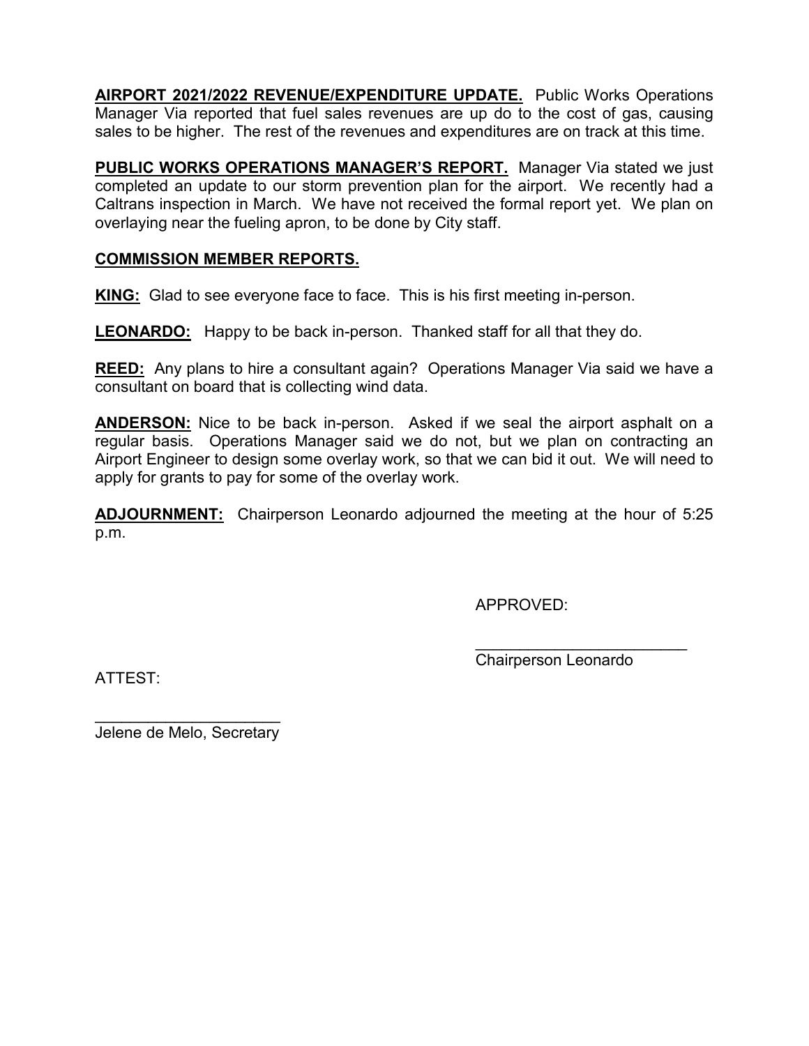**AIRPORT 2021/2022 REVENUE/EXPENDITURE UPDATE.** Public Works Operations Manager Via reported that fuel sales revenues are up do to the cost of gas, causing sales to be higher. The rest of the revenues and expenditures are on track at this time.

**PUBLIC WORKS OPERATIONS MANAGER'S REPORT.** Manager Via stated we just completed an update to our storm prevention plan for the airport. We recently had a Caltrans inspection in March. We have not received the formal report yet. We plan on overlaying near the fueling apron, to be done by City staff.

**COMMISSION MEMBER REPORTS.**

**KING:** Glad to see everyone face to face. This is his first meeting in-person.

**LEONARDO:** Happy to be back in-person. Thanked staff for all that they do.

**REED:** Any plans to hire a consultant again? Operations Manager Via said we have a consultant on board that is collecting wind data.

**ANDERSON:** Nice to be back in-person. Asked if we seal the airport asphalt on a regular basis. Operations Manager said we do not, but we plan on contracting an Airport Engineer to design some overlay work, so that we can bid it out. We will need to apply for grants to pay for some of the overlay work.

**ADJOURNMENT:** Chairperson Leonardo adjourned the meeting at the hour of 5:25 p.m.

APPROVED:

\_\_\_\_\_\_\_\_\_\_\_\_\_\_\_\_\_\_\_\_\_\_\_\_\_
Chairperson Leonardo

ATTEST:

\_\_\_\_\_\_\_\_\_\_\_\_\_\_\_\_\_\_\_\_\_\_
Jelene de Melo, Secretary